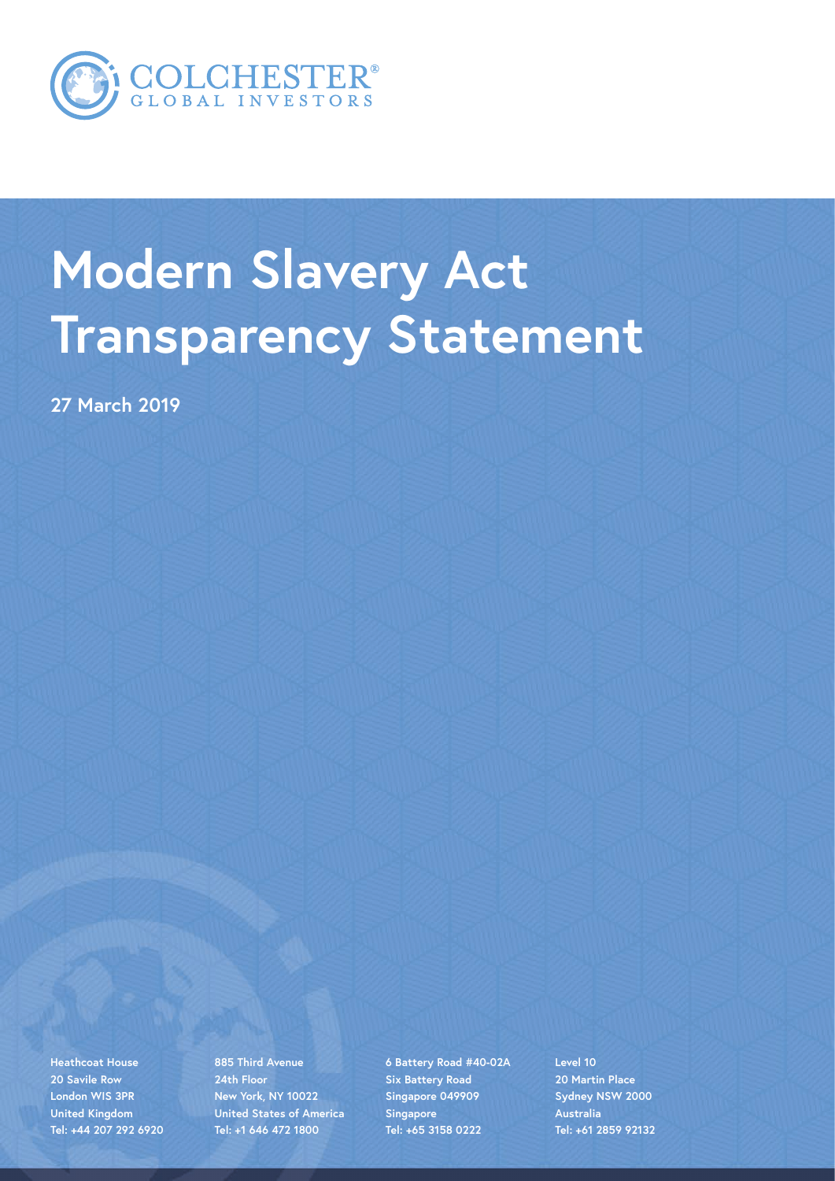COLCHESTER® GLOBAL INVESTORS

# Modern Slavery Act Transparency Statement

**27 March 2019**

Heathcoat House
20 Savile Row
London WIS 3PR
United Kingdom
Tel: +44 207 292 6920

885 Third Avenue
24th Floor
New York, NY 10022
United States of America
Tel: +1 646 472 1800

6 Battery Road #40-02A
Six Battery Road
Singapore 049909
Singapore
Tel: +65 3158 0222

Level 10
20 Martin Place
Sydney NSW 2000
Australia
Tel: +61 2859 92132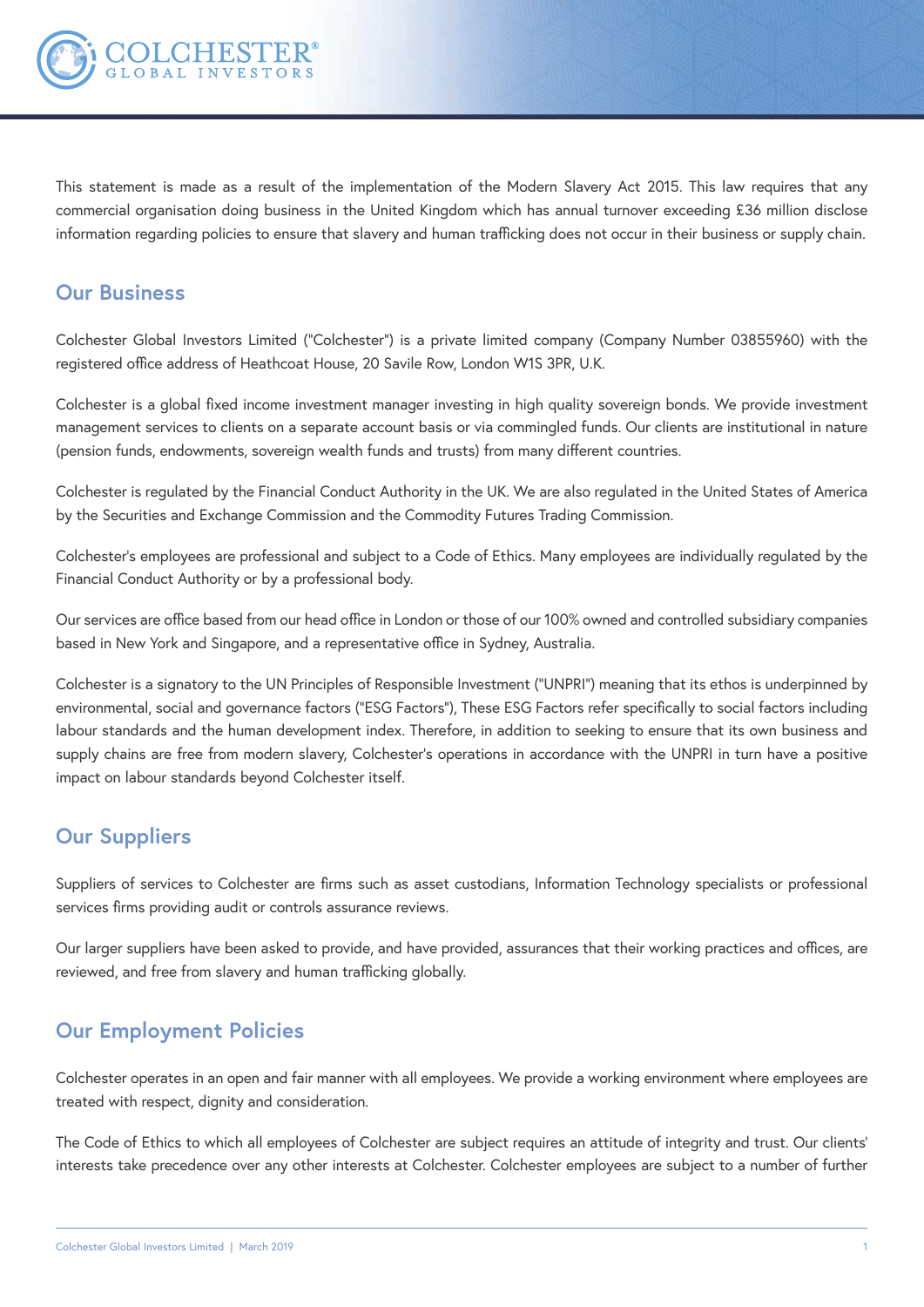This statement is made as a result of the implementation of the Modern Slavery Act 2015. This law requires that any commercial organisation doing business in the United Kingdom which has annual turnover exceeding £36 million disclose information regarding policies to ensure that slavery and human trafficking does not occur in their business or supply chain.

## Our Business

Colchester Global Investors Limited ("Colchester") is a private limited company (Company Number 03855960) with the registered office address of Heathcoat House, 20 Savile Row, London W1S 3PR, U.K.

Colchester is a global fixed income investment manager investing in high quality sovereign bonds. We provide investment management services to clients on a separate account basis or via commingled funds. Our clients are institutional in nature (pension funds, endowments, sovereign wealth funds and trusts) from many different countries.

Colchester is regulated by the Financial Conduct Authority in the UK. We are also regulated in the United States of America by the Securities and Exchange Commission and the Commodity Futures Trading Commission.

Colchester's employees are professional and subject to a Code of Ethics. Many employees are individually regulated by the Financial Conduct Authority or by a professional body.

Our services are office based from our head office in London or those of our 100% owned and controlled subsidiary companies based in New York and Singapore, and a representative office in Sydney, Australia.

Colchester is a signatory to the UN Principles of Responsible Investment ("UNPRI") meaning that its ethos is underpinned by environmental, social and governance factors ("ESG Factors"), These ESG Factors refer specifically to social factors including labour standards and the human development index. Therefore, in addition to seeking to ensure that its own business and supply chains are free from modern slavery, Colchester's operations in accordance with the UNPRI in turn have a positive impact on labour standards beyond Colchester itself.

## Our Suppliers

Suppliers of services to Colchester are firms such as asset custodians, Information Technology specialists or professional services firms providing audit or controls assurance reviews.

Our larger suppliers have been asked to provide, and have provided, assurances that their working practices and offices, are reviewed, and free from slavery and human trafficking globally.

## Our Employment Policies

Colchester operates in an open and fair manner with all employees. We provide a working environment where employees are treated with respect, dignity and consideration.

The Code of Ethics to which all employees of Colchester are subject requires an attitude of integrity and trust. Our clients' interests take precedence over any other interests at Colchester. Colchester employees are subject to a number of further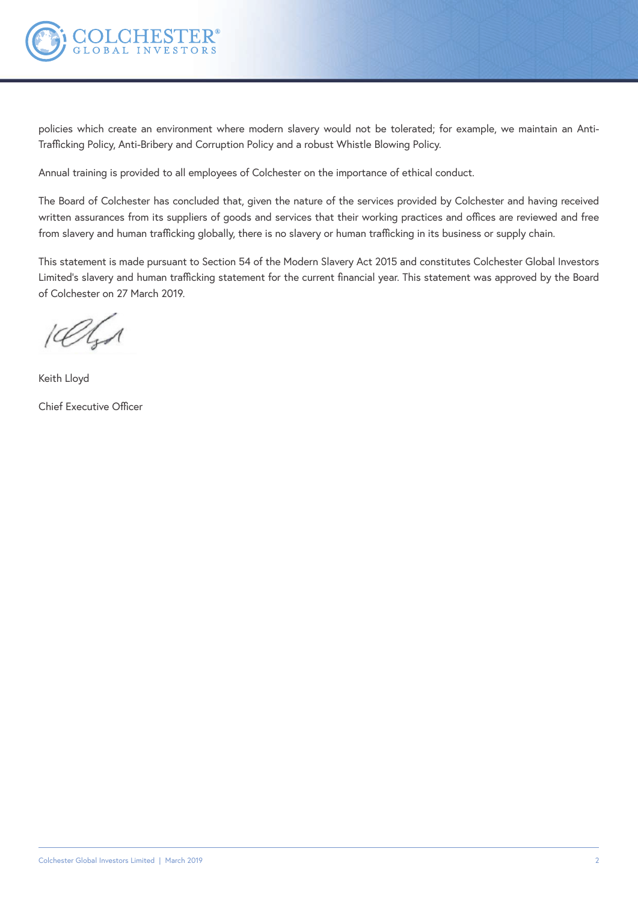policies which create an environment where modern slavery would not be tolerated; for example, we maintain an Anti-Trafficking Policy, Anti-Bribery and Corruption Policy and a robust Whistle Blowing Policy.

Annual training is provided to all employees of Colchester on the importance of ethical conduct.

The Board of Colchester has concluded that, given the nature of the services provided by Colchester and having received written assurances from its suppliers of goods and services that their working practices and offices are reviewed and free from slavery and human trafficking globally, there is no slavery or human trafficking in its business or supply chain.

This statement is made pursuant to Section 54 of the Modern Slavery Act 2015 and constitutes Colchester Global Investors Limited's slavery and human trafficking statement for the current financial year. This statement was approved by the Board of Colchester on 27 March 2019.

Keith Lloyd

Chief Executive Officer